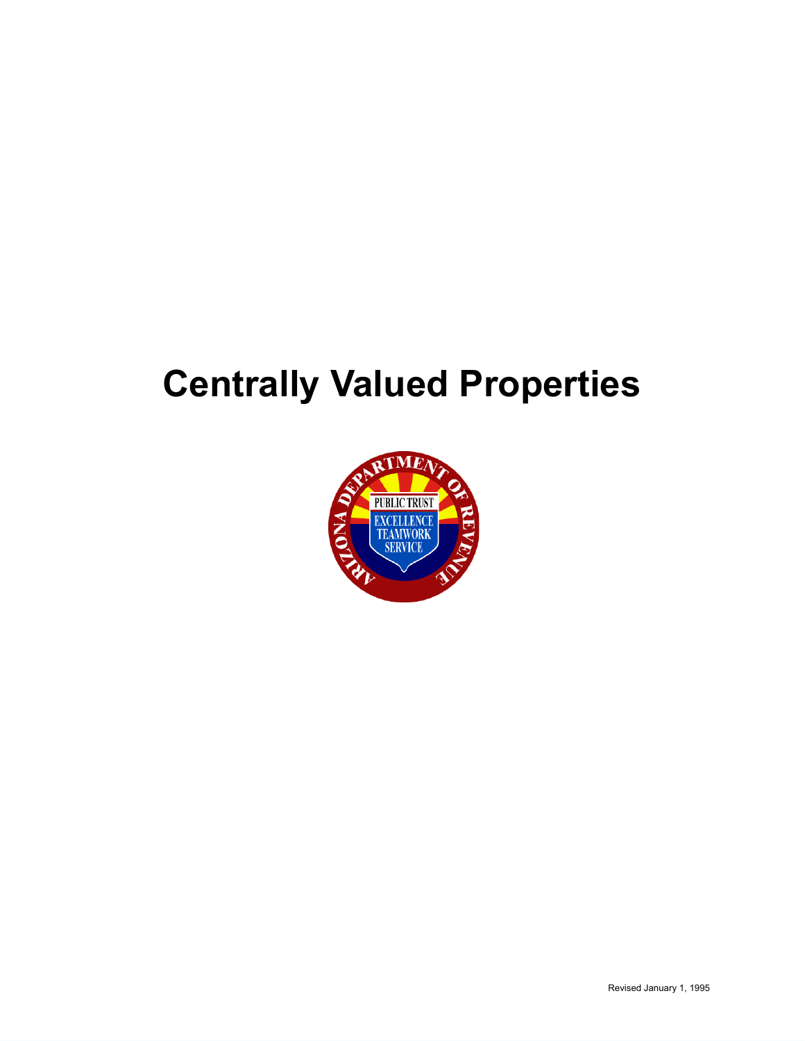# Centrally Valued Properties

Revised January 1, 1995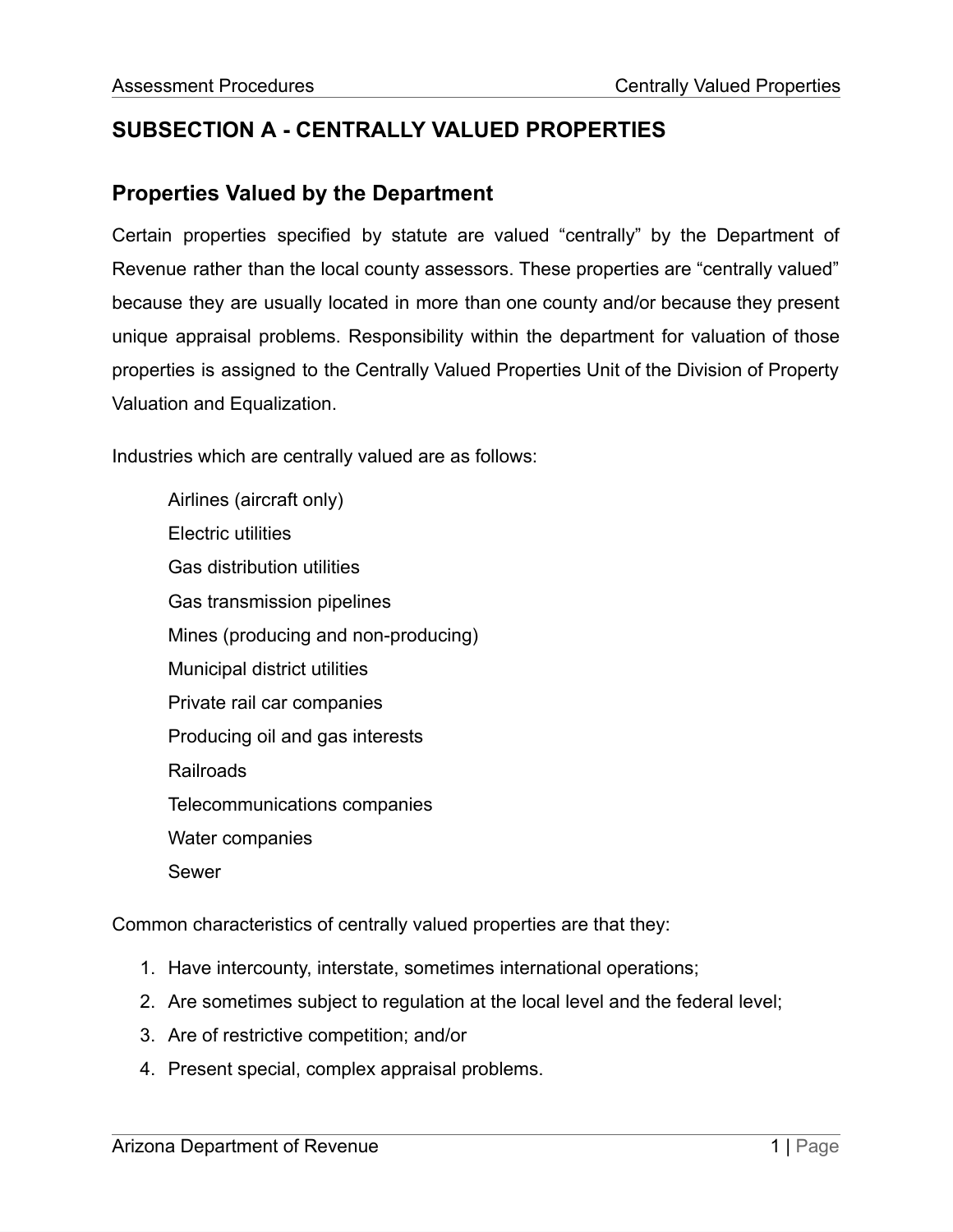## SUBSECTION A - CENTRALLY VALUED PROPERTIES

### Properties Valued by the Department

Certain properties specified by statute are valued “centrally” by the Department of Revenue rather than the local county assessors. These properties are “centrally valued” because they are usually located in more than one county and/or because they present unique appraisal problems. Responsibility within the department for valuation of those properties is assigned to the Centrally Valued Properties Unit of the Division of Property Valuation and Equalization.

Industries which are centrally valued are as follows:

- Airlines (aircraft only)
- Electric utilities
- Gas distribution utilities
- Gas transmission pipelines
- Mines (producing and non-producing)
- Municipal district utilities
- Private rail car companies
- Producing oil and gas interests
- Railroads
- Telecommunications companies
- Water companies
- Sewer

Common characteristics of centrally valued properties are that they:

1. Have intercounty, interstate, sometimes international operations;
2. Are sometimes subject to regulation at the local level and the federal level;
3. Are of restrictive competition; and/or
4. Present special, complex appraisal problems.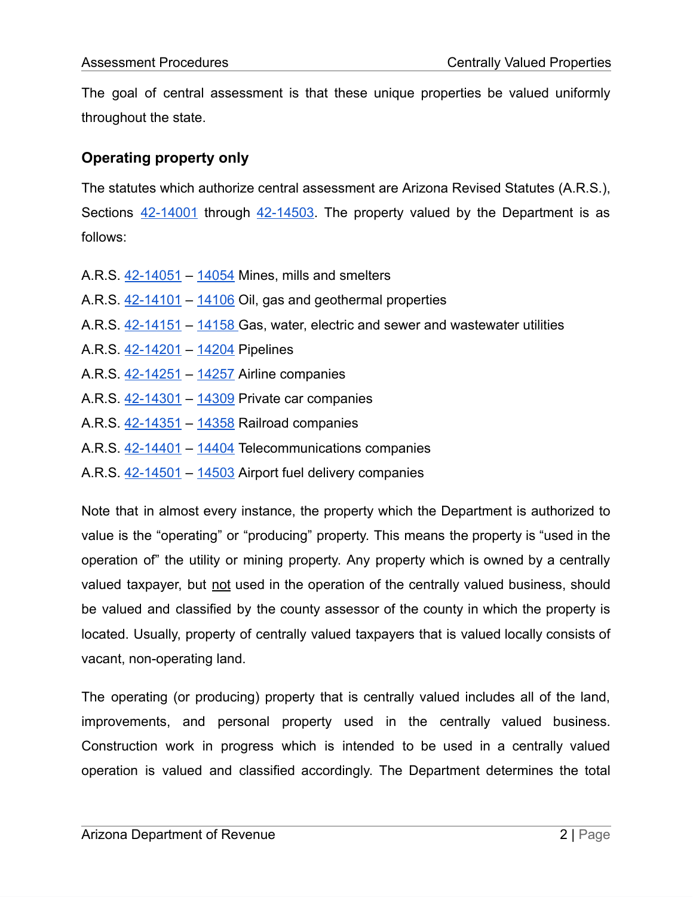The goal of central assessment is that these unique properties be valued uniformly throughout the state.

### Operating property only

The statutes which authorize central assessment are Arizona Revised Statutes (A.R.S.), Sections 42-14001 through 42-14503. The property valued by the Department is as follows:

A.R.S. 42-14051 – 14054 Mines, mills and smelters
A.R.S. 42-14101 – 14106 Oil, gas and geothermal properties
A.R.S. 42-14151 – 14158 Gas, water, electric and sewer and wastewater utilities
A.R.S. 42-14201 – 14204 Pipelines
A.R.S. 42-14251 – 14257 Airline companies
A.R.S. 42-14301 – 14309 Private car companies
A.R.S. 42-14351 – 14358 Railroad companies
A.R.S. 42-14401 – 14404 Telecommunications companies
A.R.S. 42-14501 – 14503 Airport fuel delivery companies

Note that in almost every instance, the property which the Department is authorized to value is the "operating" or "producing" property. This means the property is "used in the operation of" the utility or mining property. Any property which is owned by a centrally valued taxpayer, but not used in the operation of the centrally valued business, should be valued and classified by the county assessor of the county in which the property is located. Usually, property of centrally valued taxpayers that is valued locally consists of vacant, non-operating land.

The operating (or producing) property that is centrally valued includes all of the land, improvements, and personal property used in the centrally valued business. Construction work in progress which is intended to be used in a centrally valued operation is valued and classified accordingly. The Department determines the total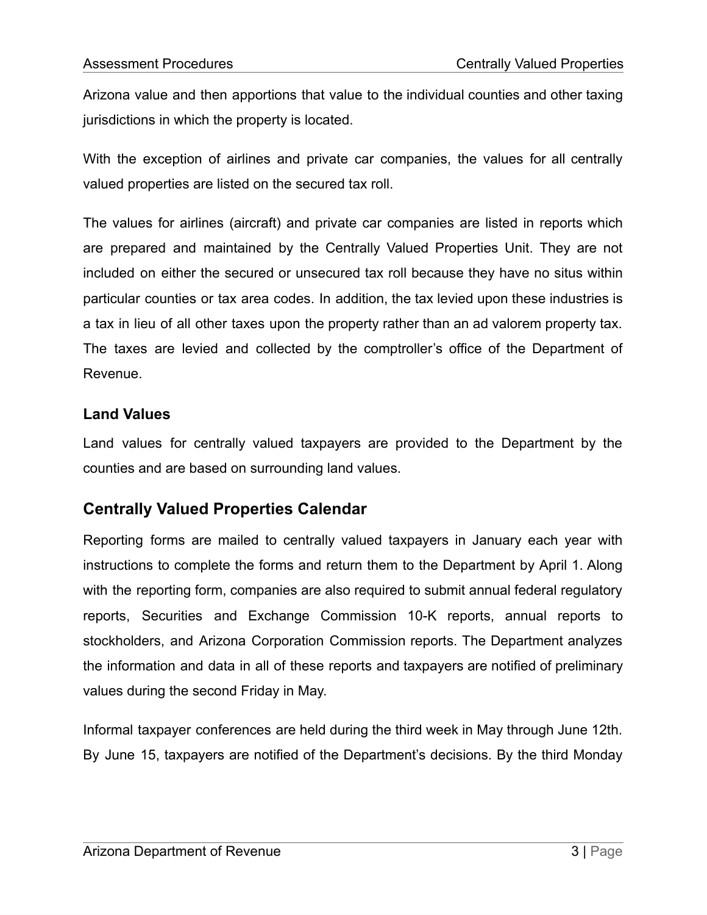Arizona value and then apportions that value to the individual counties and other taxing jurisdictions in which the property is located.

With the exception of airlines and private car companies, the values for all centrally valued properties are listed on the secured tax roll.

The values for airlines (aircraft) and private car companies are listed in reports which are prepared and maintained by the Centrally Valued Properties Unit. They are not included on either the secured or unsecured tax roll because they have no situs within particular counties or tax area codes. In addition, the tax levied upon these industries is a tax in lieu of all other taxes upon the property rather than an ad valorem property tax. The taxes are levied and collected by the comptroller's office of the Department of Revenue.

### Land Values

Land values for centrally valued taxpayers are provided to the Department by the counties and are based on surrounding land values.

## Centrally Valued Properties Calendar

Reporting forms are mailed to centrally valued taxpayers in January each year with instructions to complete the forms and return them to the Department by April 1. Along with the reporting form, companies are also required to submit annual federal regulatory reports, Securities and Exchange Commission 10-K reports, annual reports to stockholders, and Arizona Corporation Commission reports. The Department analyzes the information and data in all of these reports and taxpayers are notified of preliminary values during the second Friday in May.

Informal taxpayer conferences are held during the third week in May through June 12th. By June 15, taxpayers are notified of the Department's decisions. By the third Monday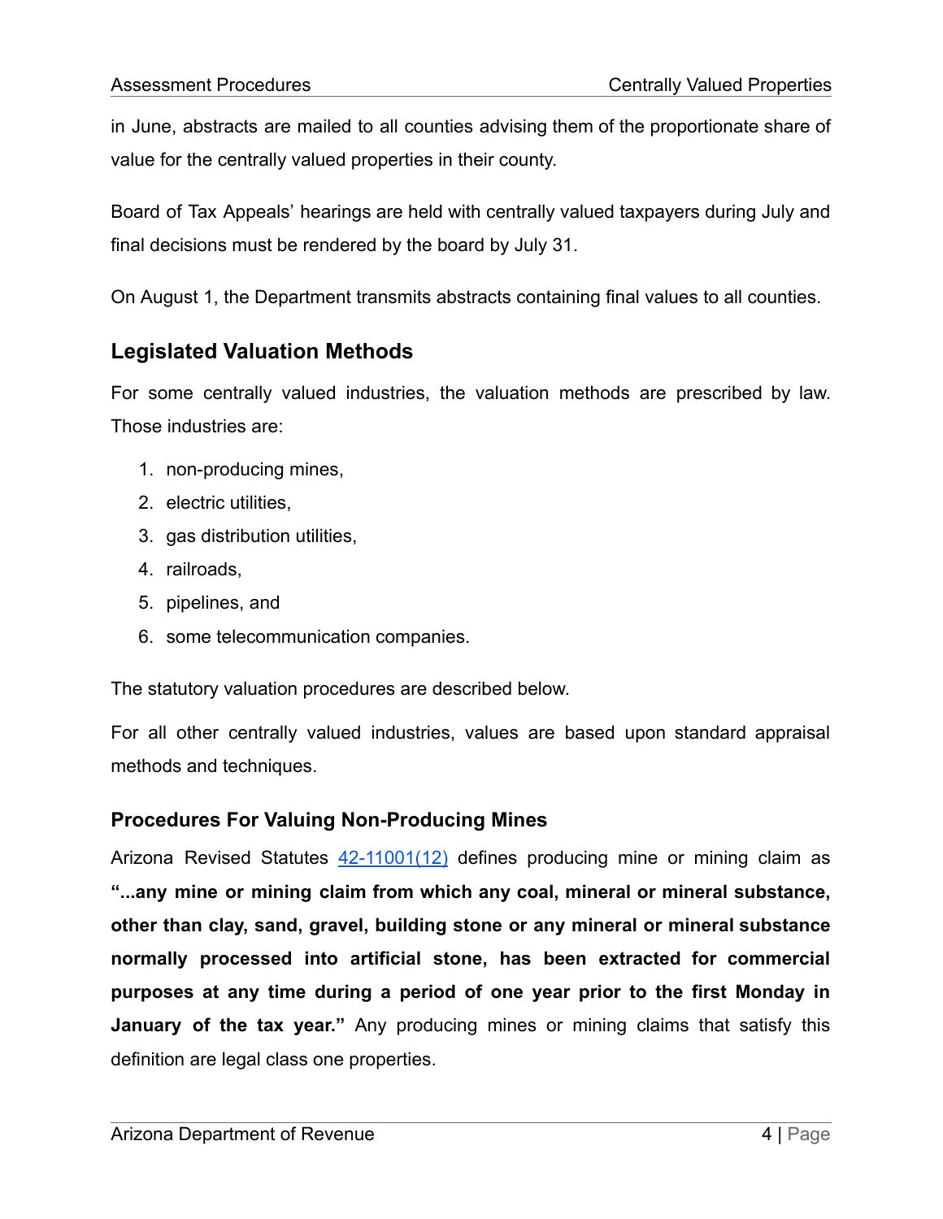in June, abstracts are mailed to all counties advising them of the proportionate share of value for the centrally valued properties in their county.

Board of Tax Appeals' hearings are held with centrally valued taxpayers during July and final decisions must be rendered by the board by July 31.

On August 1, the Department transmits abstracts containing final values to all counties.

## Legislated Valuation Methods

For some centrally valued industries, the valuation methods are prescribed by law. Those industries are:

1. non-producing mines,
2. electric utilities,
3. gas distribution utilities,
4. railroads,
5. pipelines, and
6. some telecommunication companies.

The statutory valuation procedures are described below.

For all other centrally valued industries, values are based upon standard appraisal methods and techniques.

### Procedures For Valuing Non-Producing Mines

Arizona Revised Statutes 42-11001(12) defines producing mine or mining claim as **"...any mine or mining claim from which any coal, mineral or mineral substance, other than clay, sand, gravel, building stone or any mineral or mineral substance normally processed into artificial stone, has been extracted for commercial purposes at any time during a period of one year prior to the first Monday in January of the tax year."** Any producing mines or mining claims that satisfy this definition are legal class one properties.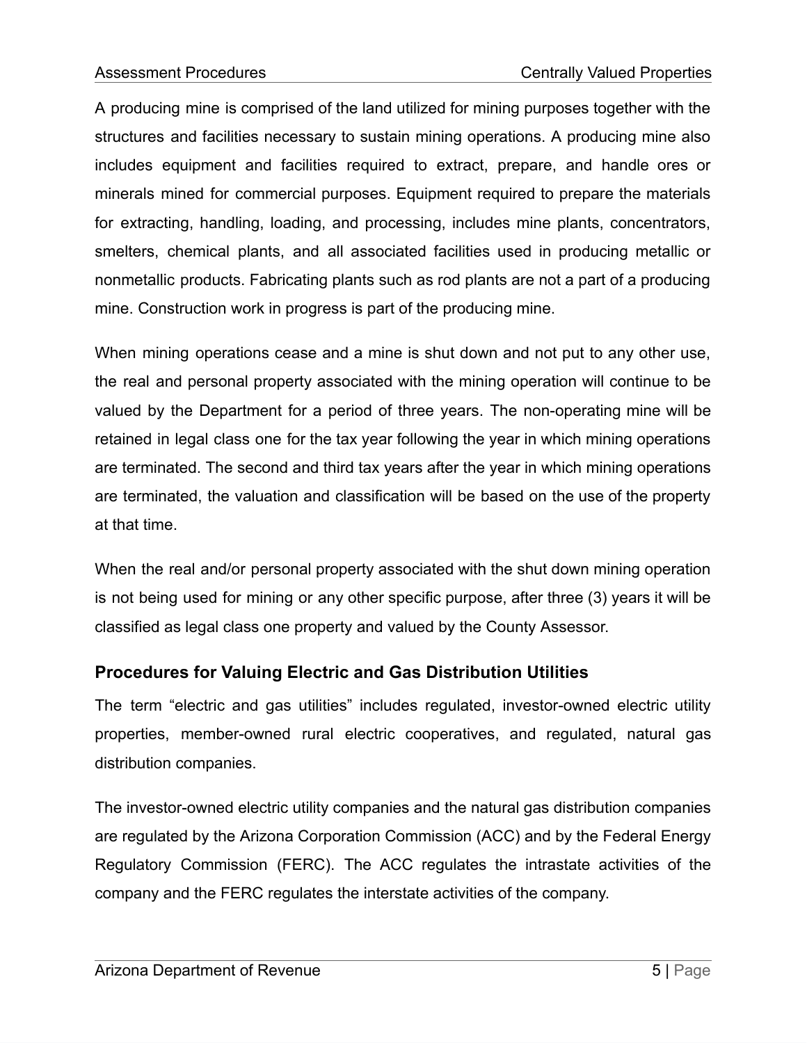A producing mine is comprised of the land utilized for mining purposes together with the structures and facilities necessary to sustain mining operations. A producing mine also includes equipment and facilities required to extract, prepare, and handle ores or minerals mined for commercial purposes. Equipment required to prepare the materials for extracting, handling, loading, and processing, includes mine plants, concentrators, smelters, chemical plants, and all associated facilities used in producing metallic or nonmetallic products. Fabricating plants such as rod plants are not a part of a producing mine. Construction work in progress is part of the producing mine.

When mining operations cease and a mine is shut down and not put to any other use, the real and personal property associated with the mining operation will continue to be valued by the Department for a period of three years. The non-operating mine will be retained in legal class one for the tax year following the year in which mining operations are terminated. The second and third tax years after the year in which mining operations are terminated, the valuation and classification will be based on the use of the property at that time.

When the real and/or personal property associated with the shut down mining operation is not being used for mining or any other specific purpose, after three (3) years it will be classified as legal class one property and valued by the County Assessor.

## Procedures for Valuing Electric and Gas Distribution Utilities

The term "electric and gas utilities" includes regulated, investor-owned electric utility properties, member-owned rural electric cooperatives, and regulated, natural gas distribution companies.

The investor-owned electric utility companies and the natural gas distribution companies are regulated by the Arizona Corporation Commission (ACC) and by the Federal Energy Regulatory Commission (FERC). The ACC regulates the intrastate activities of the company and the FERC regulates the interstate activities of the company.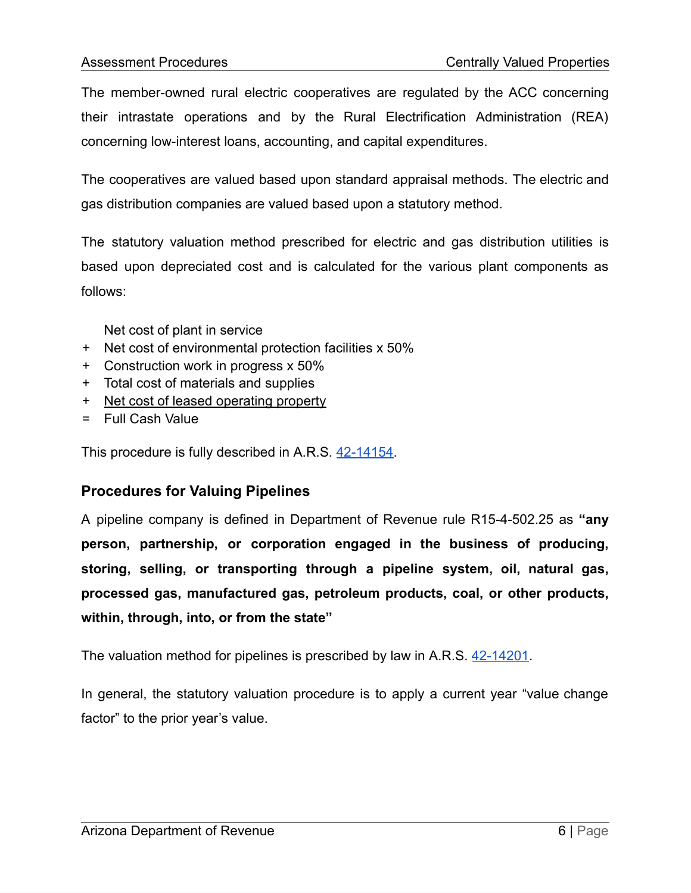The member-owned rural electric cooperatives are regulated by the ACC concerning their intrastate operations and by the Rural Electrification Administration (REA) concerning low-interest loans, accounting, and capital expenditures.

The cooperatives are valued based upon standard appraisal methods. The electric and gas distribution companies are valued based upon a statutory method.

The statutory valuation method prescribed for electric and gas distribution utilities is based upon depreciated cost and is calculated for the various plant components as follows:

  Net cost of plant in service
+ Net cost of environmental protection facilities x 50%
+ Construction work in progress x 50%
+ Total cost of materials and supplies
+ <u>Net cost of leased operating property</u>
= Full Cash Value

This procedure is fully described in A.R.S. [42-14154](42-14154).

### Procedures for Valuing Pipelines

A pipeline company is defined in Department of Revenue rule R15-4-502.25 as **"any person, partnership, or corporation engaged in the business of producing, storing, selling, or transporting through a pipeline system, oil, natural gas, processed gas, manufactured gas, petroleum products, coal, or other products, within, through, into, or from the state"**

The valuation method for pipelines is prescribed by law in A.R.S. [42-14201](42-14201).

In general, the statutory valuation procedure is to apply a current year "value change factor" to the prior year's value.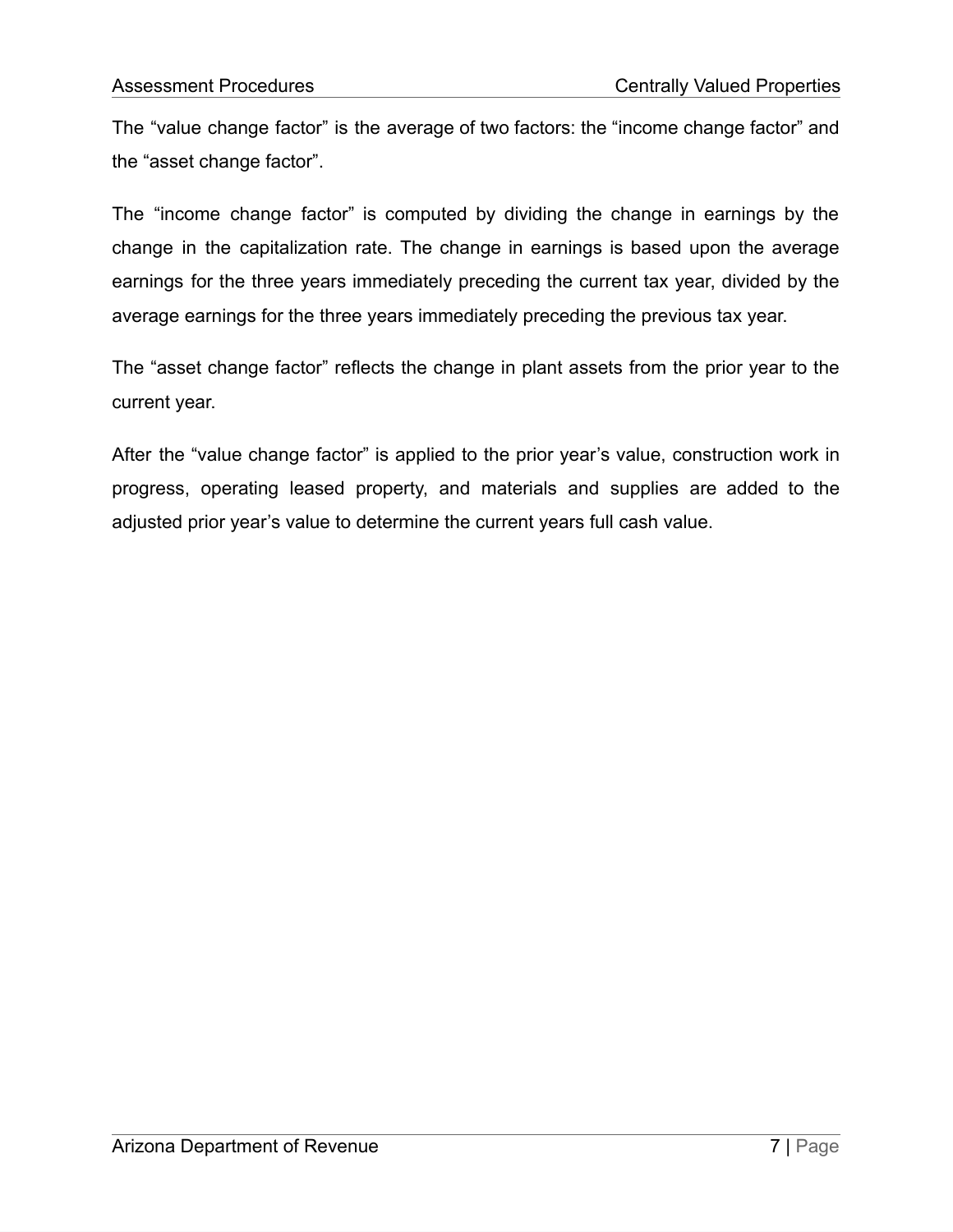The “value change factor” is the average of two factors: the “income change factor” and the “asset change factor”.

The “income change factor” is computed by dividing the change in earnings by the change in the capitalization rate. The change in earnings is based upon the average earnings for the three years immediately preceding the current tax year, divided by the average earnings for the three years immediately preceding the previous tax year.

The “asset change factor” reflects the change in plant assets from the prior year to the current year.

After the “value change factor” is applied to the prior year’s value, construction work in progress, operating leased property, and materials and supplies are added to the adjusted prior year’s value to determine the current years full cash value.